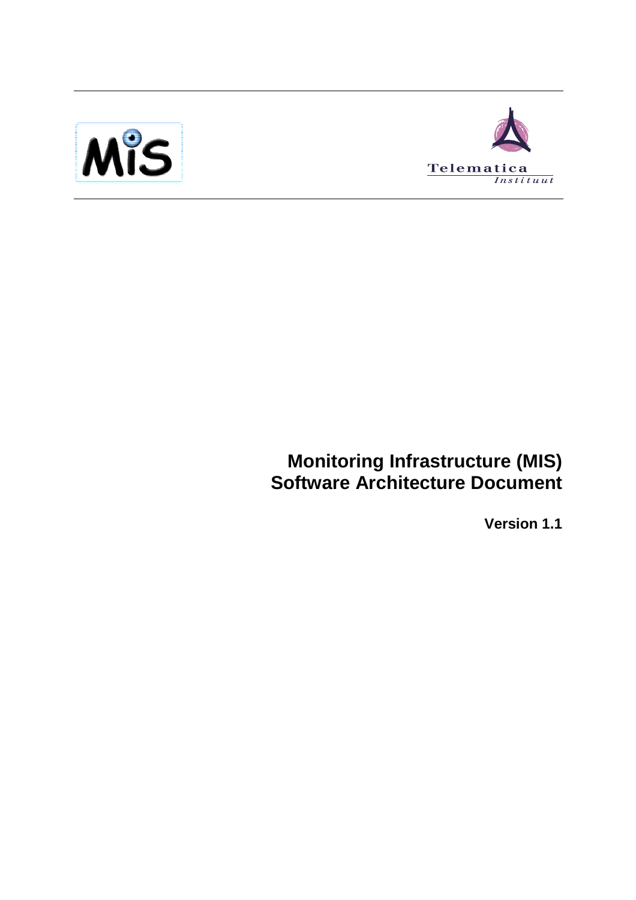MIS

Telematica Instituut

# Monitoring Infrastructure (MIS) Software Architecture Document

**Version 1.1**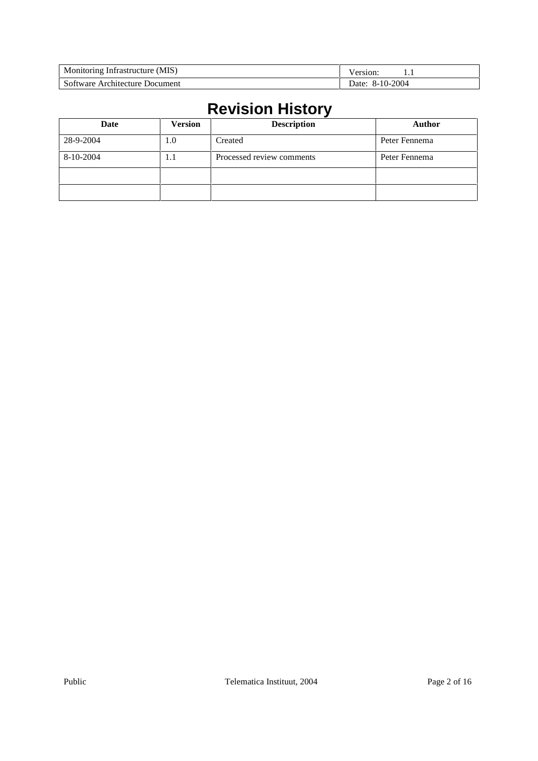# Revision History

| Date | Version | Description | Author |
|---|---|---|---|
| 28-9-2004 | 1.0 | Created | Peter Fennema |
| 8-10-2004 | 1.1 | Processed review comments | Peter Fennema |
| | | | |
| | | | |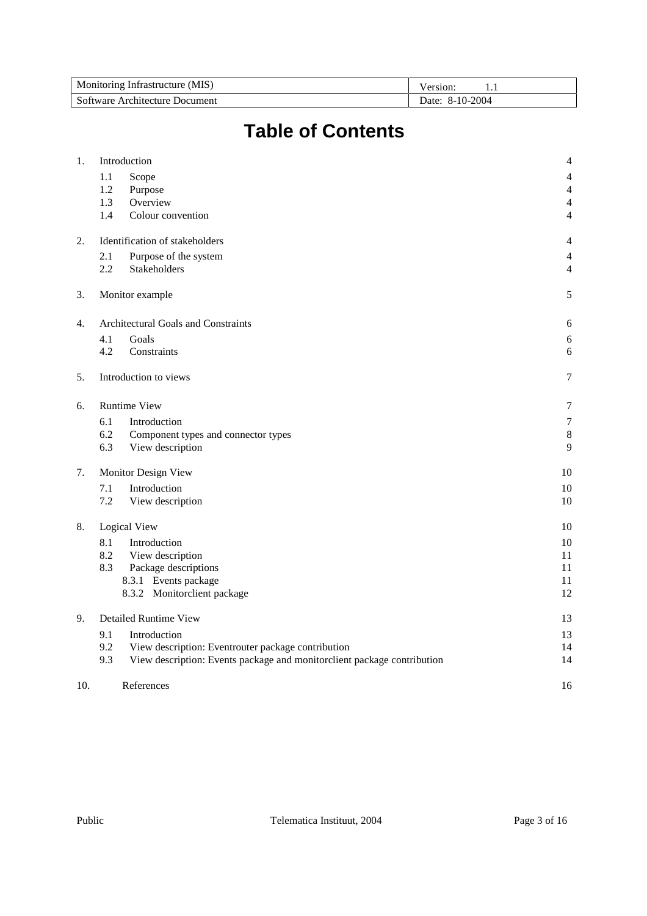# Table of Contents

1. Introduction 4
   - 1.1 Scope 4
   - 1.2 Purpose 4
   - 1.3 Overview 4
   - 1.4 Colour convention 4
2. Identification of stakeholders 4
   - 2.1 Purpose of the system 4
   - 2.2 Stakeholders 4
3. Monitor example 5
4. Architectural Goals and Constraints 6
   - 4.1 Goals 6
   - 4.2 Constraints 6
5. Introduction to views 7
6. Runtime View 7
   - 6.1 Introduction 7
   - 6.2 Component types and connector types 8
   - 6.3 View description 9
7. Monitor Design View 10
   - 7.1 Introduction 10
   - 7.2 View description 10
8. Logical View 10
   - 8.1 Introduction 10
   - 8.2 View description 11
   - 8.3 Package descriptions 11
     - 8.3.1 Events package 11
     - 8.3.2 Monitorclient package 12
9. Detailed Runtime View 13
   - 9.1 Introduction 13
   - 9.2 View description: Eventrouter package contribution 14
   - 9.3 View description: Events package and monitorclient package contribution 14
10. References 16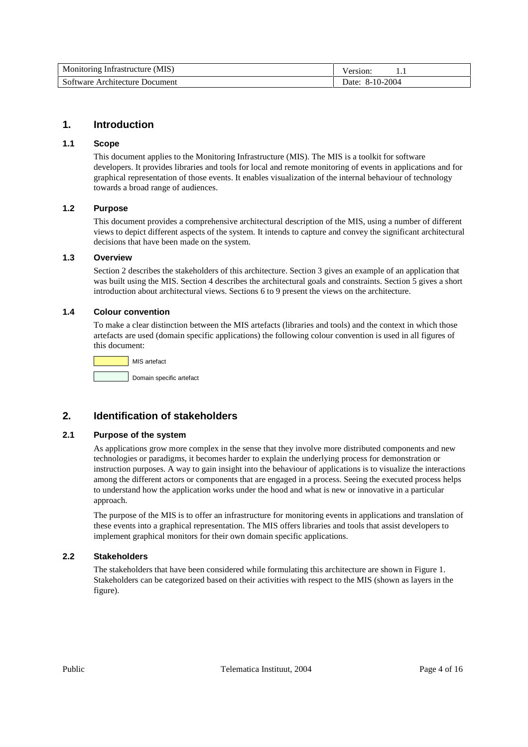# 1. Introduction

## 1.1 Scope

This document applies to the Monitoring Infrastructure (MIS). The MIS is a toolkit for software developers. It provides libraries and tools for local and remote monitoring of events in applications and for graphical representation of those events. It enables visualization of the internal behaviour of technology towards a broad range of audiences.

## 1.2 Purpose

This document provides a comprehensive architectural description of the MIS, using a number of different views to depict different aspects of the system. It intends to capture and convey the significant architectural decisions that have been made on the system.

## 1.3 Overview

Section 2 describes the stakeholders of this architecture. Section 3 gives an example of an application that was built using the MIS. Section 4 describes the architectural goals and constraints. Section 5 gives a short introduction about architectural views. Sections 6 to 9 present the views on the architecture.

## 1.4 Colour convention

To make a clear distinction between the MIS artefacts (libraries and tools) and the context in which those artefacts are used (domain specific applications) the following colour convention is used in all figures of this document:

MIS artefact

Domain specific artefact

# 2. Identification of stakeholders

## 2.1 Purpose of the system

As applications grow more complex in the sense that they involve more distributed components and new technologies or paradigms, it becomes harder to explain the underlying process for demonstration or instruction purposes. A way to gain insight into the behaviour of applications is to visualize the interactions among the different actors or components that are engaged in a process. Seeing the executed process helps to understand how the application works under the hood and what is new or innovative in a particular approach.

The purpose of the MIS is to offer an infrastructure for monitoring events in applications and translation of these events into a graphical representation. The MIS offers libraries and tools that assist developers to implement graphical monitors for their own domain specific applications.

## 2.2 Stakeholders

The stakeholders that have been considered while formulating this architecture are shown in Figure 1. Stakeholders can be categorized based on their activities with respect to the MIS (shown as layers in the figure).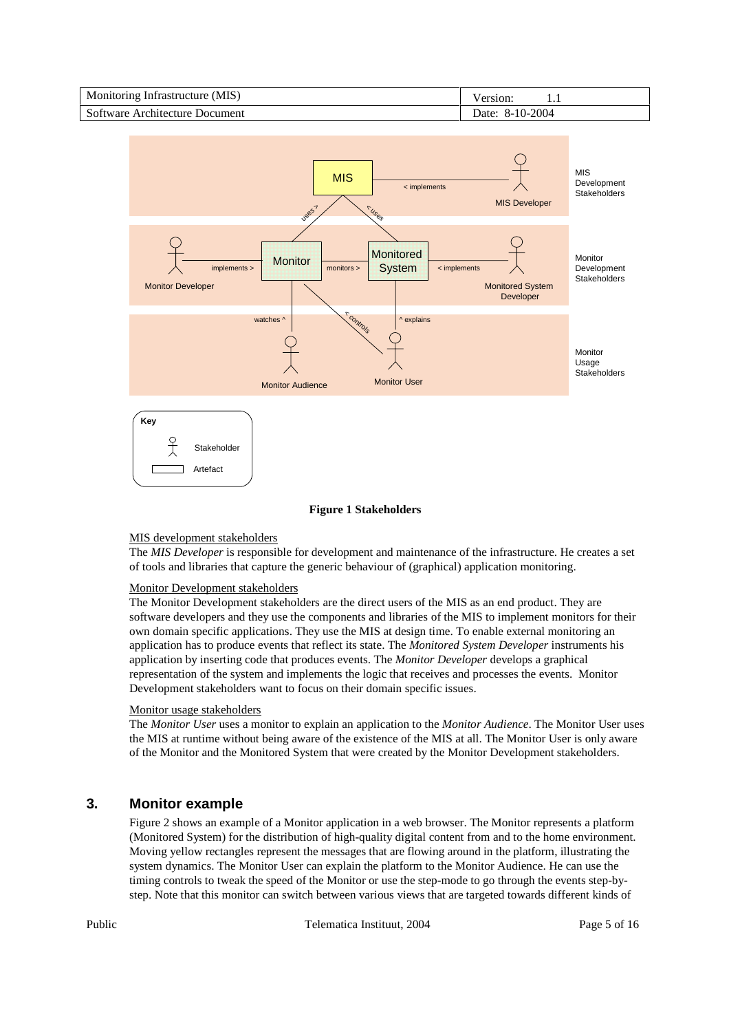**Figure 1 Stakeholders**

MIS development stakeholders

The *MIS Developer* is responsible for development and maintenance of the infrastructure. He creates a set of tools and libraries that capture the generic behaviour of (graphical) application monitoring.

Monitor Development stakeholders

The Monitor Development stakeholders are the direct users of the MIS as an end product. They are software developers and they use the components and libraries of the MIS to implement monitors for their own domain specific applications. They use the MIS at design time. To enable external monitoring an application has to produce events that reflect its state. The *Monitored System Developer* instruments his application by inserting code that produces events. The *Monitor Developer* develops a graphical representation of the system and implements the logic that receives and processes the events. Monitor Development stakeholders want to focus on their domain specific issues.

Monitor usage stakeholders

The *Monitor User* uses a monitor to explain an application to the *Monitor Audience*. The Monitor User uses the MIS at runtime without being aware of the existence of the MIS at all. The Monitor User is only aware of the Monitor and the Monitored System that were created by the Monitor Development stakeholders.

## 3. Monitor example

Figure 2 shows an example of a Monitor application in a web browser. The Monitor represents a platform (Monitored System) for the distribution of high-quality digital content from and to the home environment. Moving yellow rectangles represent the messages that are flowing around in the platform, illustrating the system dynamics. The Monitor User can explain the platform to the Monitor Audience. He can use the timing controls to tweak the speed of the Monitor or use the step-mode to go through the events step-by-step. Note that this monitor can switch between various views that are targeted towards different kinds of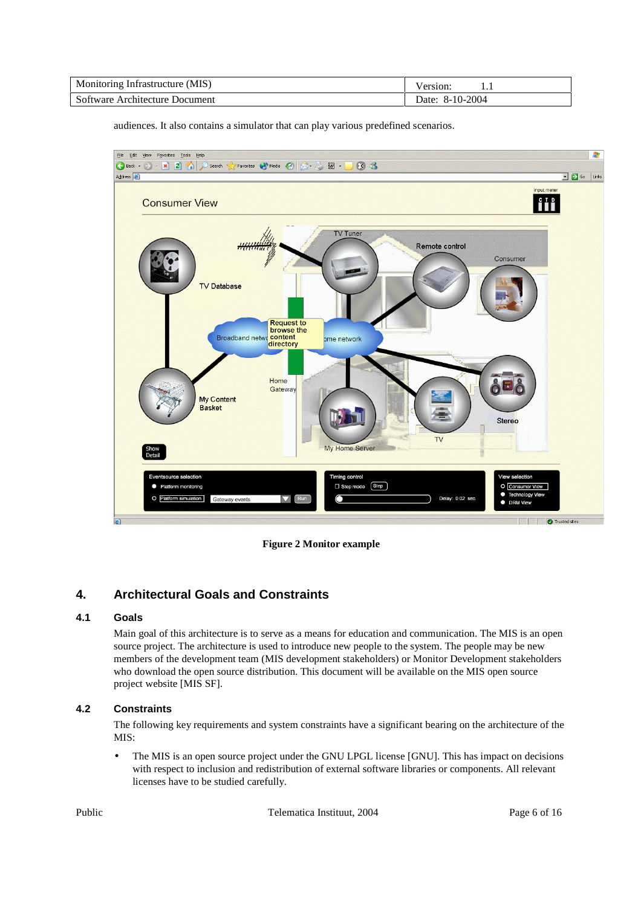audiences. It also contains a simulator that can play various predefined scenarios.

**Figure 2 Monitor example**

## 4. Architectural Goals and Constraints

### 4.1 Goals

Main goal of this architecture is to serve as a means for education and communication. The MIS is an open source project. The architecture is used to introduce new people to the system. The people may be new members of the development team (MIS development stakeholders) or Monitor Development stakeholders who download the open source distribution. This document will be available on the MIS open source project website [MIS SF].

### 4.2 Constraints

The following key requirements and system constraints have a significant bearing on the architecture of the MIS:

- The MIS is an open source project under the GNU LPGL license [GNU]. This has impact on decisions with respect to inclusion and redistribution of external software libraries or components. All relevant licenses have to be studied carefully.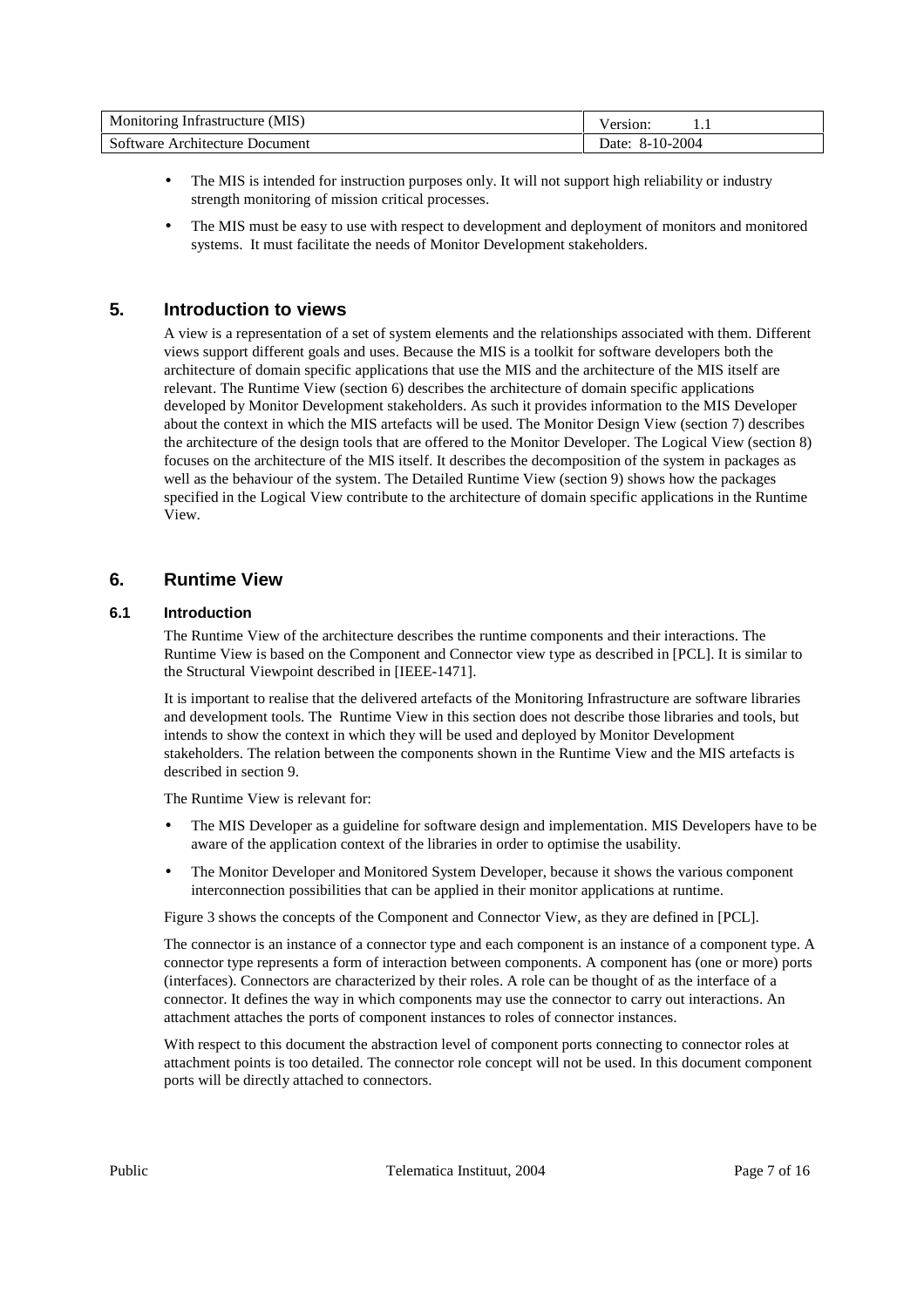- The MIS is intended for instruction purposes only. It will not support high reliability or industry strength monitoring of mission critical processes.
- The MIS must be easy to use with respect to development and deployment of monitors and monitored systems. It must facilitate the needs of Monitor Development stakeholders.

# 5. Introduction to views

A view is a representation of a set of system elements and the relationships associated with them. Different views support different goals and uses. Because the MIS is a toolkit for software developers both the architecture of domain specific applications that use the MIS and the architecture of the MIS itself are relevant. The Runtime View (section 6) describes the architecture of domain specific applications developed by Monitor Development stakeholders. As such it provides information to the MIS Developer about the context in which the MIS artefacts will be used. The Monitor Design View (section 7) describes the architecture of the design tools that are offered to the Monitor Developer. The Logical View (section 8) focuses on the architecture of the MIS itself. It describes the decomposition of the system in packages as well as the behaviour of the system. The Detailed Runtime View (section 9) shows how the packages specified in the Logical View contribute to the architecture of domain specific applications in the Runtime View.

# 6. Runtime View

## 6.1 Introduction

The Runtime View of the architecture describes the runtime components and their interactions. The Runtime View is based on the Component and Connector view type as described in [PCL]. It is similar to the Structural Viewpoint described in [IEEE-1471].

It is important to realise that the delivered artefacts of the Monitoring Infrastructure are software libraries and development tools. The Runtime View in this section does not describe those libraries and tools, but intends to show the context in which they will be used and deployed by Monitor Development stakeholders. The relation between the components shown in the Runtime View and the MIS artefacts is described in section 9.

The Runtime View is relevant for:

- The MIS Developer as a guideline for software design and implementation. MIS Developers have to be aware of the application context of the libraries in order to optimise the usability.
- The Monitor Developer and Monitored System Developer, because it shows the various component interconnection possibilities that can be applied in their monitor applications at runtime.

Figure 3 shows the concepts of the Component and Connector View, as they are defined in [PCL].

The connector is an instance of a connector type and each component is an instance of a component type. A connector type represents a form of interaction between components. A component has (one or more) ports (interfaces). Connectors are characterized by their roles. A role can be thought of as the interface of a connector. It defines the way in which components may use the connector to carry out interactions. An attachment attaches the ports of component instances to roles of connector instances.

With respect to this document the abstraction level of component ports connecting to connector roles at attachment points is too detailed. The connector role concept will not be used. In this document component ports will be directly attached to connectors.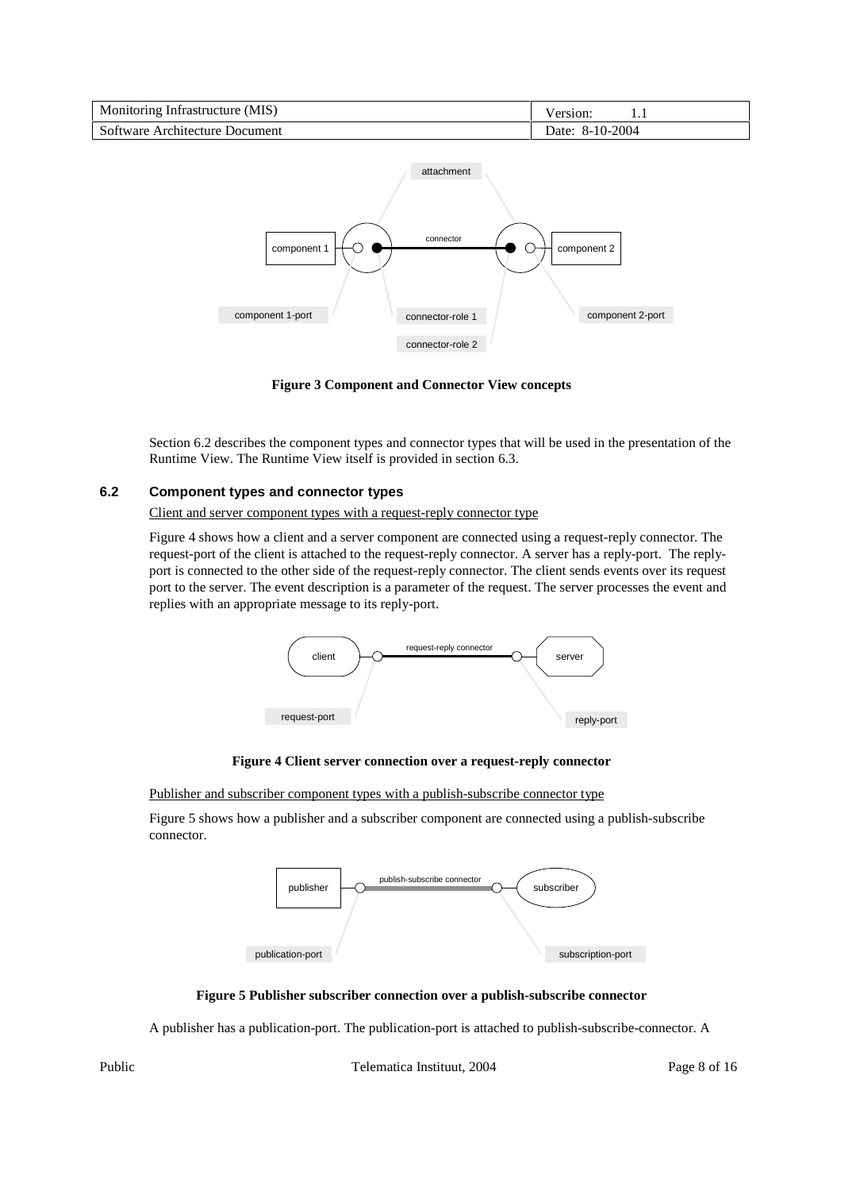**Figure 3 Component and Connector View concepts**

Section 6.2 describes the component types and connector types that will be used in the presentation of the Runtime View. The Runtime View itself is provided in section 6.3.

### 6.2 Component types and connector types

Client and server component types with a request-reply connector type

Figure 4 shows how a client and a server component are connected using a request-reply connector. The request-port of the client is attached to the request-reply connector. A server has a reply-port. The reply-port is connected to the other side of the request-reply connector. The client sends events over its request port to the server. The event description is a parameter of the request. The server processes the event and replies with an appropriate message to its reply-port.

**Figure 4 Client server connection over a request-reply connector**

Publisher and subscriber component types with a publish-subscribe connector type

Figure 5 shows how a publisher and a subscriber component are connected using a publish-subscribe connector.

**Figure 5 Publisher subscriber connection over a publish-subscribe connector**

A publisher has a publication-port. The publication-port is attached to publish-subscribe-connector. A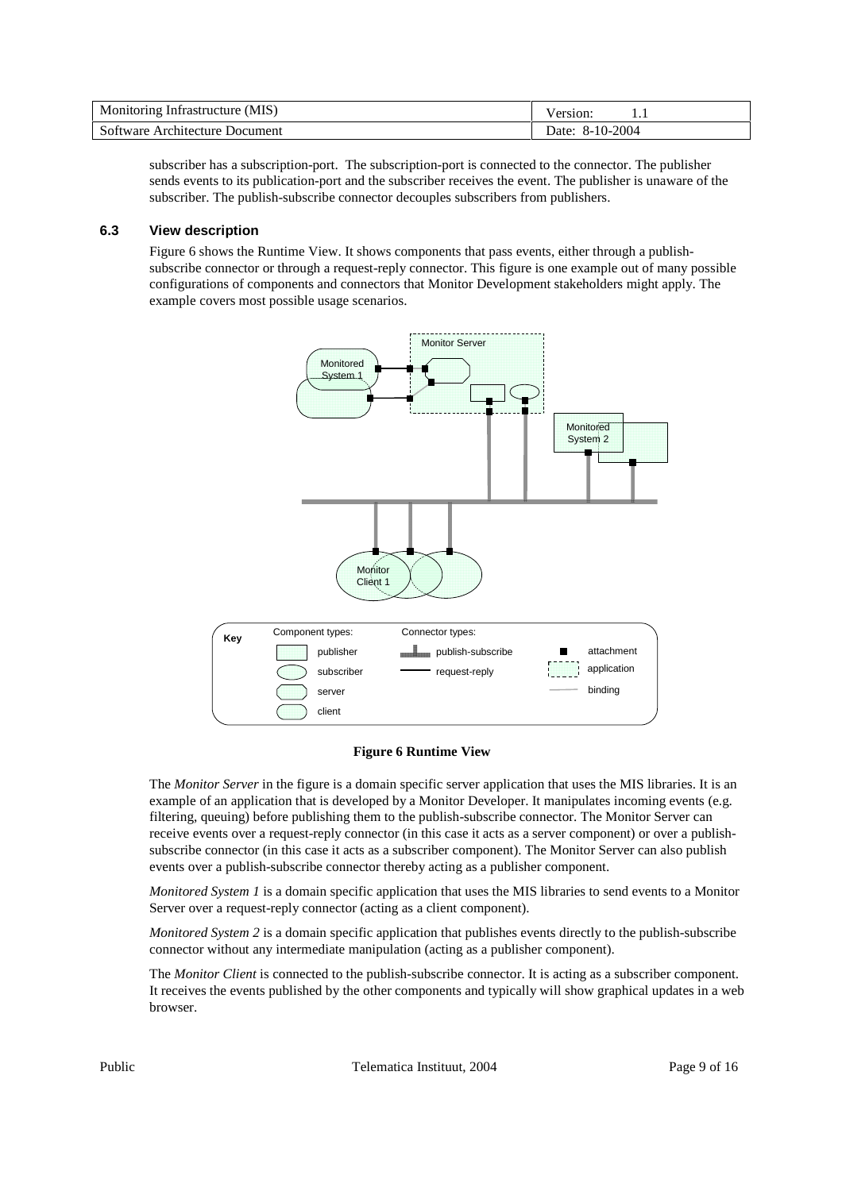subscriber has a subscription-port. The subscription-port is connected to the connector. The publisher sends events to its publication-port and the subscriber receives the event. The publisher is unaware of the subscriber. The publish-subscribe connector decouples subscribers from publishers.

### 6.3 View description

Figure 6 shows the Runtime View. It shows components that pass events, either through a publish-subscribe connector or through a request-reply connector. This figure is one example out of many possible configurations of components and connectors that Monitor Development stakeholders might apply. The example covers most possible usage scenarios.

**Figure 6 Runtime View**

The *Monitor Server* in the figure is a domain specific server application that uses the MIS libraries. It is an example of an application that is developed by a Monitor Developer. It manipulates incoming events (e.g. filtering, queuing) before publishing them to the publish-subscribe connector. The Monitor Server can receive events over a request-reply connector (in this case it acts as a server component) or over a publish-subscribe connector (in this case it acts as a subscriber component). The Monitor Server can also publish events over a publish-subscribe connector thereby acting as a publisher component.

*Monitored System 1* is a domain specific application that uses the MIS libraries to send events to a Monitor Server over a request-reply connector (acting as a client component).

*Monitored System 2* is a domain specific application that publishes events directly to the publish-subscribe connector without any intermediate manipulation (acting as a publisher component).

The *Monitor Client* is connected to the publish-subscribe connector. It is acting as a subscriber component. It receives the events published by the other components and typically will show graphical updates in a web browser.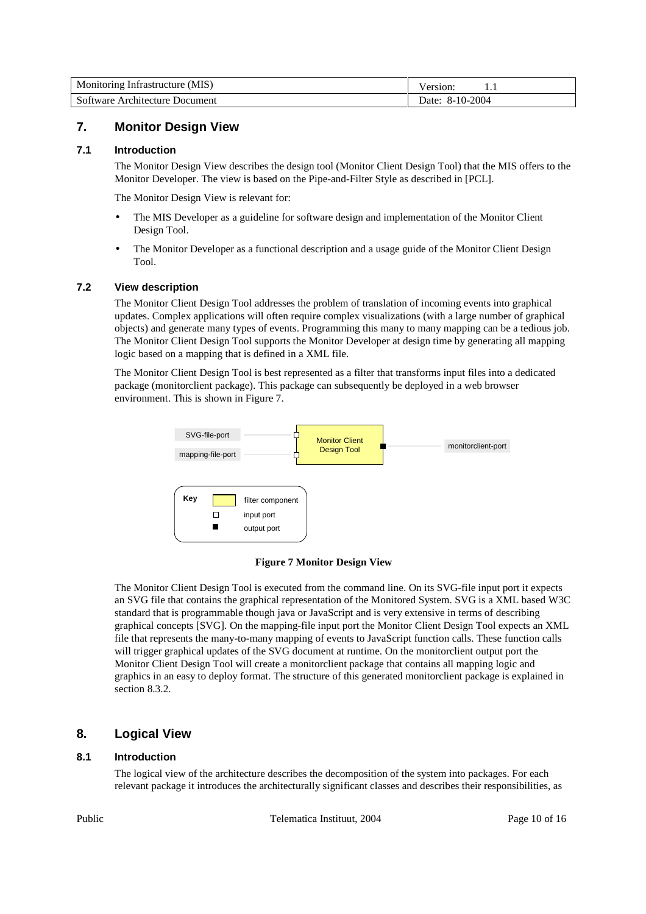## 7. Monitor Design View

### 7.1 Introduction

The Monitor Design View describes the design tool (Monitor Client Design Tool) that the MIS offers to the Monitor Developer. The view is based on the Pipe-and-Filter Style as described in [PCL].

The Monitor Design View is relevant for:

- The MIS Developer as a guideline for software design and implementation of the Monitor Client Design Tool.
- The Monitor Developer as a functional description and a usage guide of the Monitor Client Design Tool.

### 7.2 View description

The Monitor Client Design Tool addresses the problem of translation of incoming events into graphical updates. Complex applications will often require complex visualizations (with a large number of graphical objects) and generate many types of events. Programming this many to many mapping can be a tedious job. The Monitor Client Design Tool supports the Monitor Developer at design time by generating all mapping logic based on a mapping that is defined in a XML file.

The Monitor Client Design Tool is best represented as a filter that transforms input files into a dedicated package (monitorclient package). This package can subsequently be deployed in a web browser environment. This is shown in Figure 7.

SVG-file-port
mapping-file-port
Monitor Client Design Tool
monitorclient-port

Key: filter component; input port; output port

**Figure 7 Monitor Design View**

The Monitor Client Design Tool is executed from the command line. On its SVG-file input port it expects an SVG file that contains the graphical representation of the Monitored System. SVG is a XML based W3C standard that is programmable though java or JavaScript and is very extensive in terms of describing graphical concepts [SVG]. On the mapping-file input port the Monitor Client Design Tool expects an XML file that represents the many-to-many mapping of events to JavaScript function calls. These function calls will trigger graphical updates of the SVG document at runtime. On the monitorclient output port the Monitor Client Design Tool will create a monitorclient package that contains all mapping logic and graphics in an easy to deploy format. The structure of this generated monitorclient package is explained in section 8.3.2.

## 8. Logical View

### 8.1 Introduction

The logical view of the architecture describes the decomposition of the system into packages. For each relevant package it introduces the architecturally significant classes and describes their responsibilities, as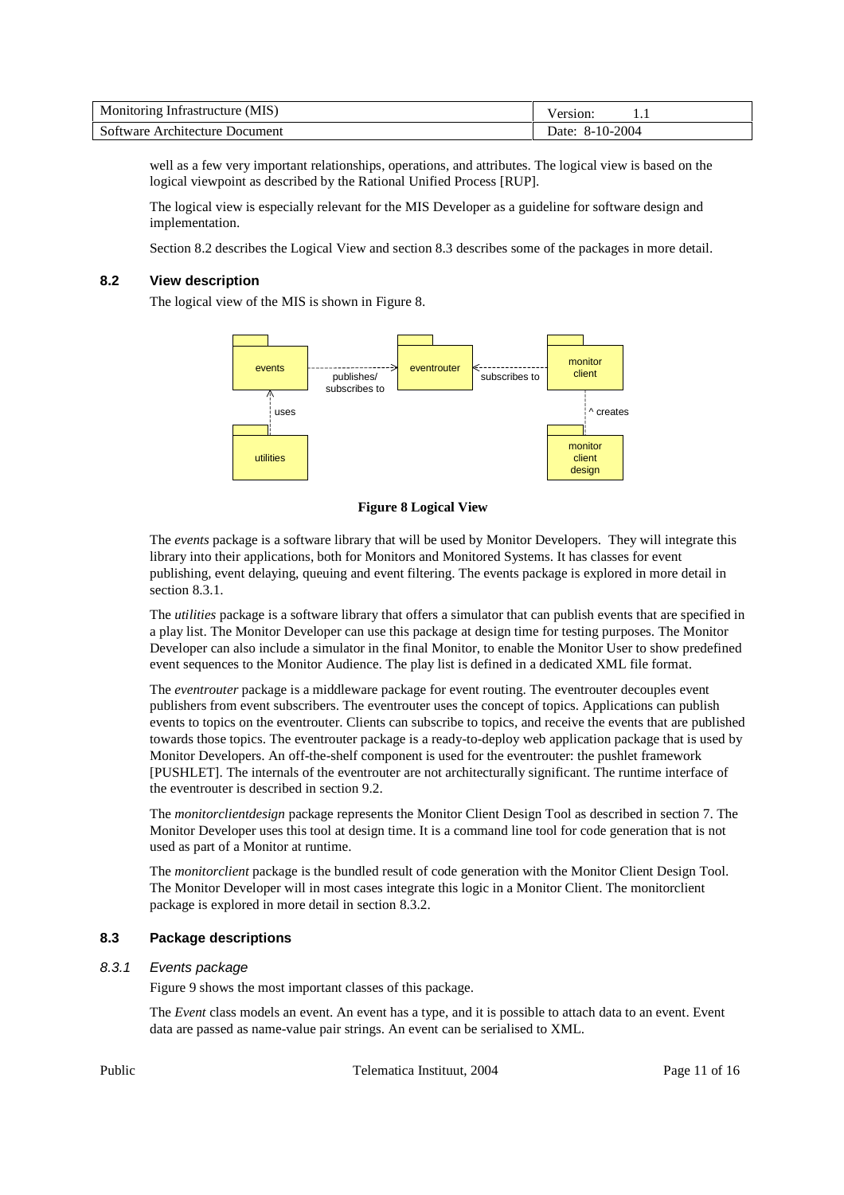well as a few very important relationships, operations, and attributes. The logical view is based on the logical viewpoint as described by the Rational Unified Process [RUP].

The logical view is especially relevant for the MIS Developer as a guideline for software design and implementation.

Section 8.2 describes the Logical View and section 8.3 describes some of the packages in more detail.

## 8.2 View description

The logical view of the MIS is shown in Figure 8.

**Figure 8 Logical View**

The *events* package is a software library that will be used by Monitor Developers. They will integrate this library into their applications, both for Monitors and Monitored Systems. It has classes for event publishing, event delaying, queuing and event filtering. The events package is explored in more detail in section 8.3.1.

The *utilities* package is a software library that offers a simulator that can publish events that are specified in a play list. The Monitor Developer can use this package at design time for testing purposes. The Monitor Developer can also include a simulator in the final Monitor, to enable the Monitor User to show predefined event sequences to the Monitor Audience. The play list is defined in a dedicated XML file format.

The *eventrouter* package is a middleware package for event routing. The eventrouter decouples event publishers from event subscribers. The eventrouter uses the concept of topics. Applications can publish events to topics on the eventrouter. Clients can subscribe to topics, and receive the events that are published towards those topics. The eventrouter package is a ready-to-deploy web application package that is used by Monitor Developers. An off-the-shelf component is used for the eventrouter: the pushlet framework [PUSHLET]. The internals of the eventrouter are not architecturally significant. The runtime interface of the eventrouter is described in section 9.2.

The *monitorclientdesign* package represents the Monitor Client Design Tool as described in section 7. The Monitor Developer uses this tool at design time. It is a command line tool for code generation that is not used as part of a Monitor at runtime.

The *monitorclient* package is the bundled result of code generation with the Monitor Client Design Tool. The Monitor Developer will in most cases integrate this logic in a Monitor Client. The monitorclient package is explored in more detail in section 8.3.2.

## 8.3 Package descriptions

### 8.3.1 Events package

Figure 9 shows the most important classes of this package.

The *Event* class models an event. An event has a type, and it is possible to attach data to an event. Event data are passed as name-value pair strings. An event can be serialised to XML.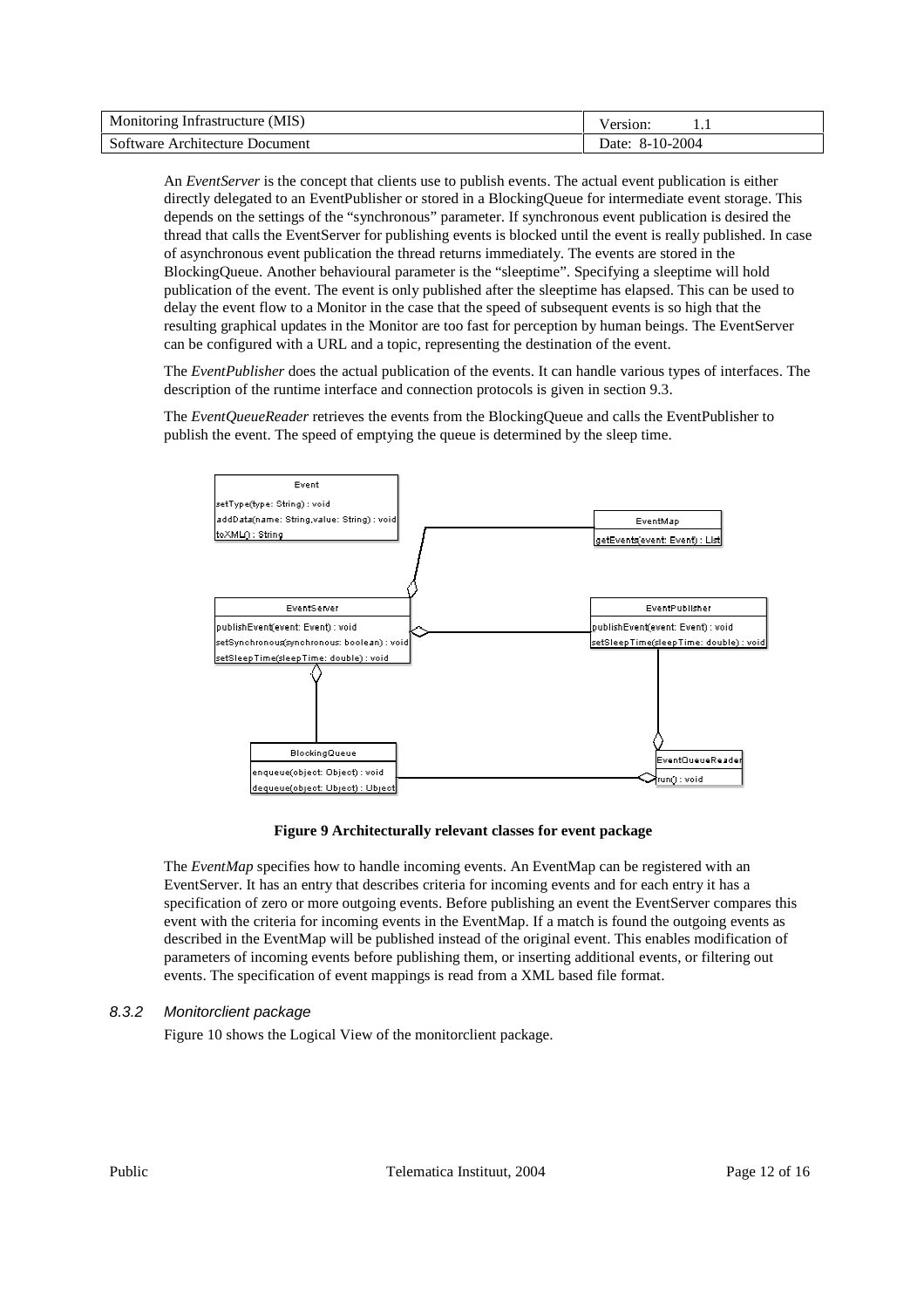An *EventServer* is the concept that clients use to publish events. The actual event publication is either directly delegated to an EventPublisher or stored in a BlockingQueue for intermediate event storage. This depends on the settings of the "synchronous" parameter. If synchronous event publication is desired the thread that calls the EventServer for publishing events is blocked until the event is really published. In case of asynchronous event publication the thread returns immediately. The events are stored in the BlockingQueue. Another behavioural parameter is the "sleeptime". Specifying a sleeptime will hold publication of the event. The event is only published after the sleeptime has elapsed. This can be used to delay the event flow to a Monitor in the case that the speed of subsequent events is so high that the resulting graphical updates in the Monitor are too fast for perception by human beings. The EventServer can be configured with a URL and a topic, representing the destination of the event.

The *EventPublisher* does the actual publication of the events. It can handle various types of interfaces. The description of the runtime interface and connection protocols is given in section 9.3.

The *EventQueueReader* retrieves the events from the BlockingQueue and calls the EventPublisher to publish the event. The speed of emptying the queue is determined by the sleep time.

**Figure 9 Architecturally relevant classes for event package**

The *EventMap* specifies how to handle incoming events. An EventMap can be registered with an EventServer. It has an entry that describes criteria for incoming events and for each entry it has a specification of zero or more outgoing events. Before publishing an event the EventServer compares this event with the criteria for incoming events in the EventMap. If a match is found the outgoing events as described in the EventMap will be published instead of the original event. This enables modification of parameters of incoming events before publishing them, or inserting additional events, or filtering out events. The specification of event mappings is read from a XML based file format.

### *8.3.2 Monitorclient package*

Figure 10 shows the Logical View of the monitorclient package.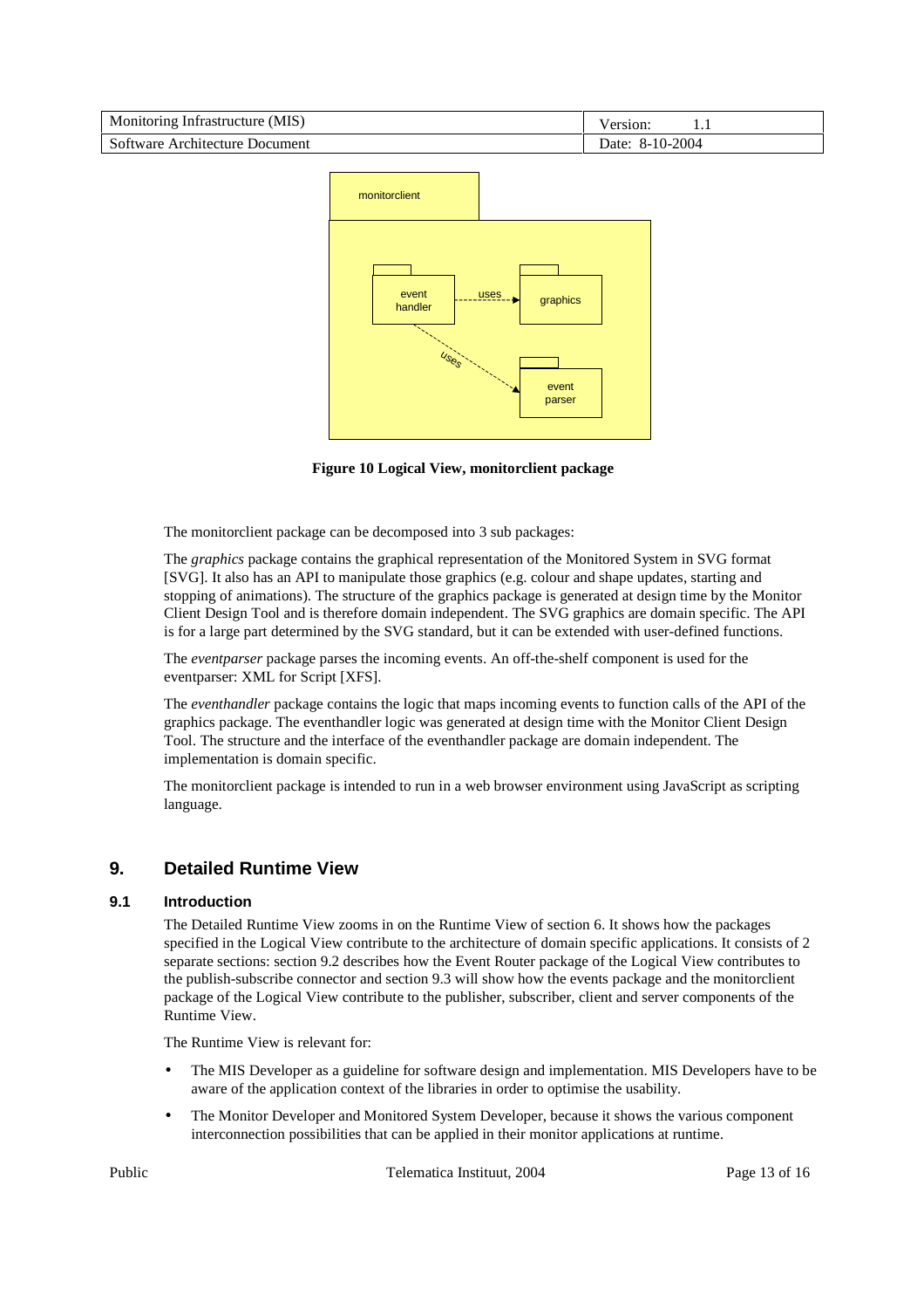Figure 10 Logical View, monitorclient package

The monitorclient package can be decomposed into 3 sub packages:

The *graphics* package contains the graphical representation of the Monitored System in SVG format [SVG]. It also has an API to manipulate those graphics (e.g. colour and shape updates, starting and stopping of animations). The structure of the graphics package is generated at design time by the Monitor Client Design Tool and is therefore domain independent. The SVG graphics are domain specific. The API is for a large part determined by the SVG standard, but it can be extended with user-defined functions.

The *eventparser* package parses the incoming events. An off-the-shelf component is used for the eventparser: XML for Script [XFS].

The *eventhandler* package contains the logic that maps incoming events to function calls of the API of the graphics package. The eventhandler logic was generated at design time with the Monitor Client Design Tool. The structure and the interface of the eventhandler package are domain independent. The implementation is domain specific.

The monitorclient package is intended to run in a web browser environment using JavaScript as scripting language.

# 9. Detailed Runtime View

## 9.1 Introduction

The Detailed Runtime View zooms in on the Runtime View of section 6. It shows how the packages specified in the Logical View contribute to the architecture of domain specific applications. It consists of 2 separate sections: section 9.2 describes how the Event Router package of the Logical View contributes to the publish-subscribe connector and section 9.3 will show how the events package and the monitorclient package of the Logical View contribute to the publisher, subscriber, client and server components of the Runtime View.

The Runtime View is relevant for:

- The MIS Developer as a guideline for software design and implementation. MIS Developers have to be aware of the application context of the libraries in order to optimise the usability.
- The Monitor Developer and Monitored System Developer, because it shows the various component interconnection possibilities that can be applied in their monitor applications at runtime.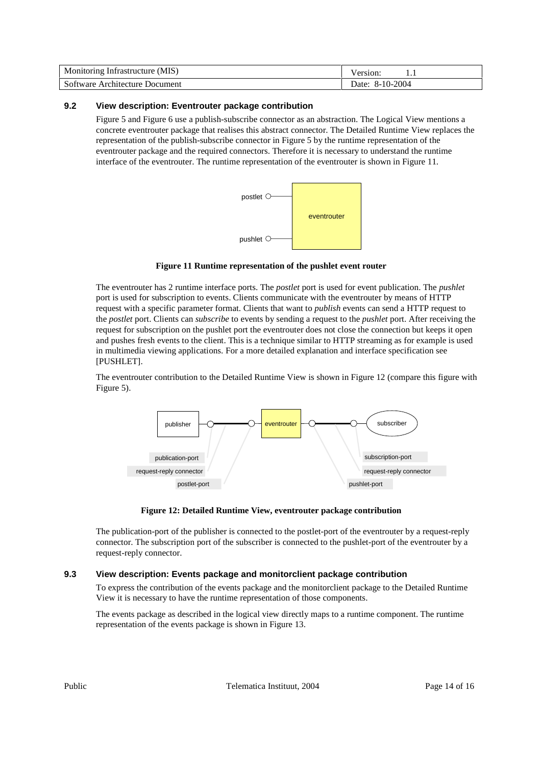## 9.2 View description: Eventrouter package contribution

Figure 5 and Figure 6 use a publish-subscribe connector as an abstraction. The Logical View mentions a concrete eventrouter package that realises this abstract connector. The Detailed Runtime View replaces the representation of the publish-subscribe connector in Figure 5 by the runtime representation of the eventrouter package and the required connectors. Therefore it is necessary to understand the runtime interface of the eventrouter. The runtime representation of the eventrouter is shown in Figure 11.

**Figure 11 Runtime representation of the pushlet event router**

The eventrouter has 2 runtime interface ports. The *postlet* port is used for event publication. The *pushlet* port is used for subscription to events. Clients communicate with the eventrouter by means of HTTP request with a specific parameter format. Clients that want to *publish* events can send a HTTP request to the *postlet* port. Clients can *subscribe* to events by sending a request to the *pushlet* port. After receiving the request for subscription on the pushlet port the eventrouter does not close the connection but keeps it open and pushes fresh events to the client. This is a technique similar to HTTP streaming as for example is used in multimedia viewing applications. For a more detailed explanation and interface specification see [PUSHLET].

The eventrouter contribution to the Detailed Runtime View is shown in Figure 12 (compare this figure with Figure 5).

**Figure 12: Detailed Runtime View, eventrouter package contribution**

The publication-port of the publisher is connected to the postlet-port of the eventrouter by a request-reply connector. The subscription port of the subscriber is connected to the pushlet-port of the eventrouter by a request-reply connector.

## 9.3 View description: Events package and monitorclient package contribution

To express the contribution of the events package and the monitorclient package to the Detailed Runtime View it is necessary to have the runtime representation of those components.

The events package as described in the logical view directly maps to a runtime component. The runtime representation of the events package is shown in Figure 13.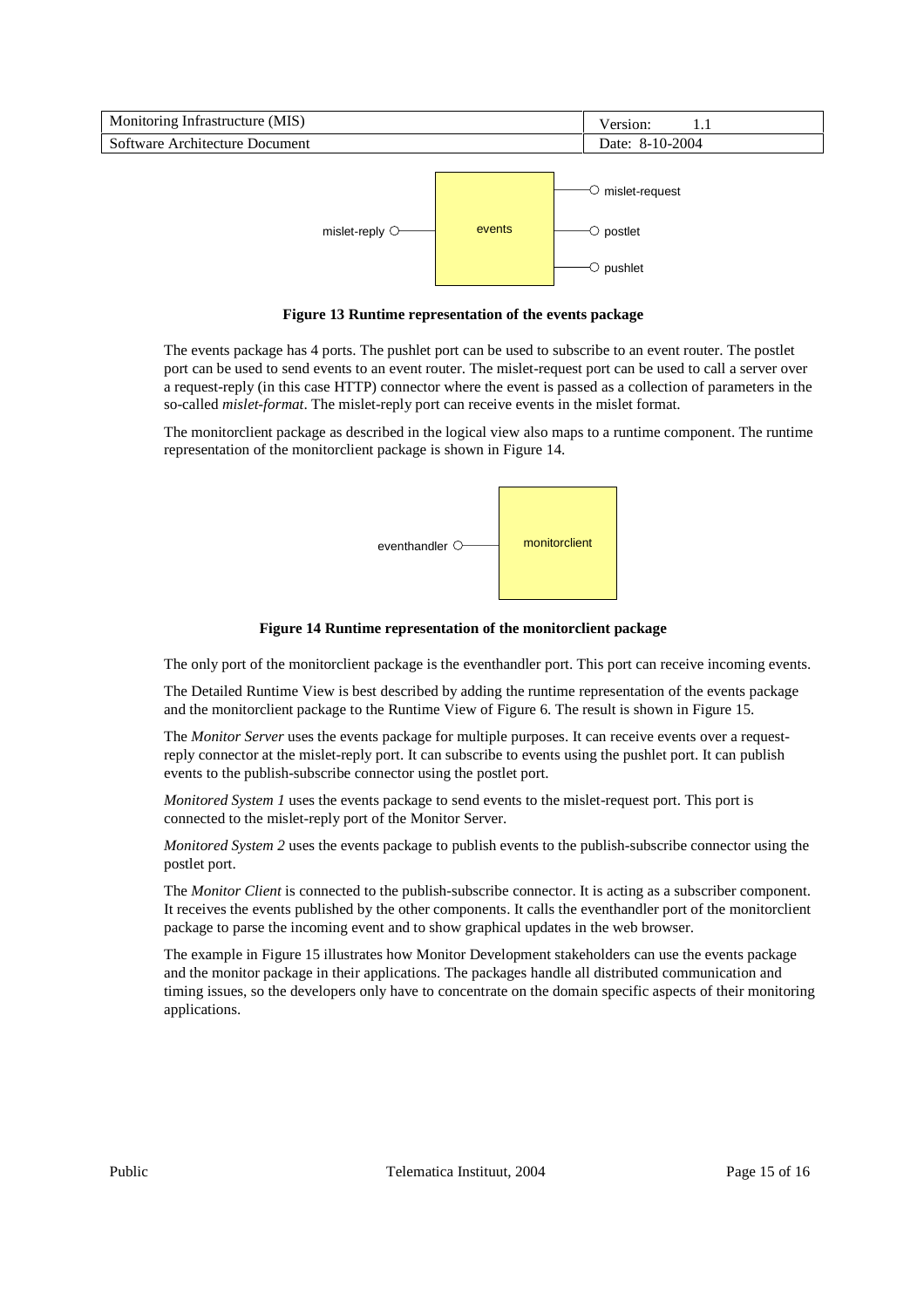Figure 13 Runtime representation of the events package

The events package has 4 ports. The pushlet port can be used to subscribe to an event router. The postlet port can be used to send events to an event router. The mislet-request port can be used to call a server over a request-reply (in this case HTTP) connector where the event is passed as a collection of parameters in the so-called *mislet-format*. The mislet-reply port can receive events in the mislet format.

The monitorclient package as described in the logical view also maps to a runtime component. The runtime representation of the monitorclient package is shown in Figure 14.

Figure 14 Runtime representation of the monitorclient package

The only port of the monitorclient package is the eventhandler port. This port can receive incoming events.

The Detailed Runtime View is best described by adding the runtime representation of the events package and the monitorclient package to the Runtime View of Figure 6. The result is shown in Figure 15.

The *Monitor Server* uses the events package for multiple purposes. It can receive events over a request-reply connector at the mislet-reply port. It can subscribe to events using the pushlet port. It can publish events to the publish-subscribe connector using the postlet port.

*Monitored System 1* uses the events package to send events to the mislet-request port. This port is connected to the mislet-reply port of the Monitor Server.

*Monitored System 2* uses the events package to publish events to the publish-subscribe connector using the postlet port.

The *Monitor Client* is connected to the publish-subscribe connector. It is acting as a subscriber component. It receives the events published by the other components. It calls the eventhandler port of the monitorclient package to parse the incoming event and to show graphical updates in the web browser.

The example in Figure 15 illustrates how Monitor Development stakeholders can use the events package and the monitor package in their applications. The packages handle all distributed communication and timing issues, so the developers only have to concentrate on the domain specific aspects of their monitoring applications.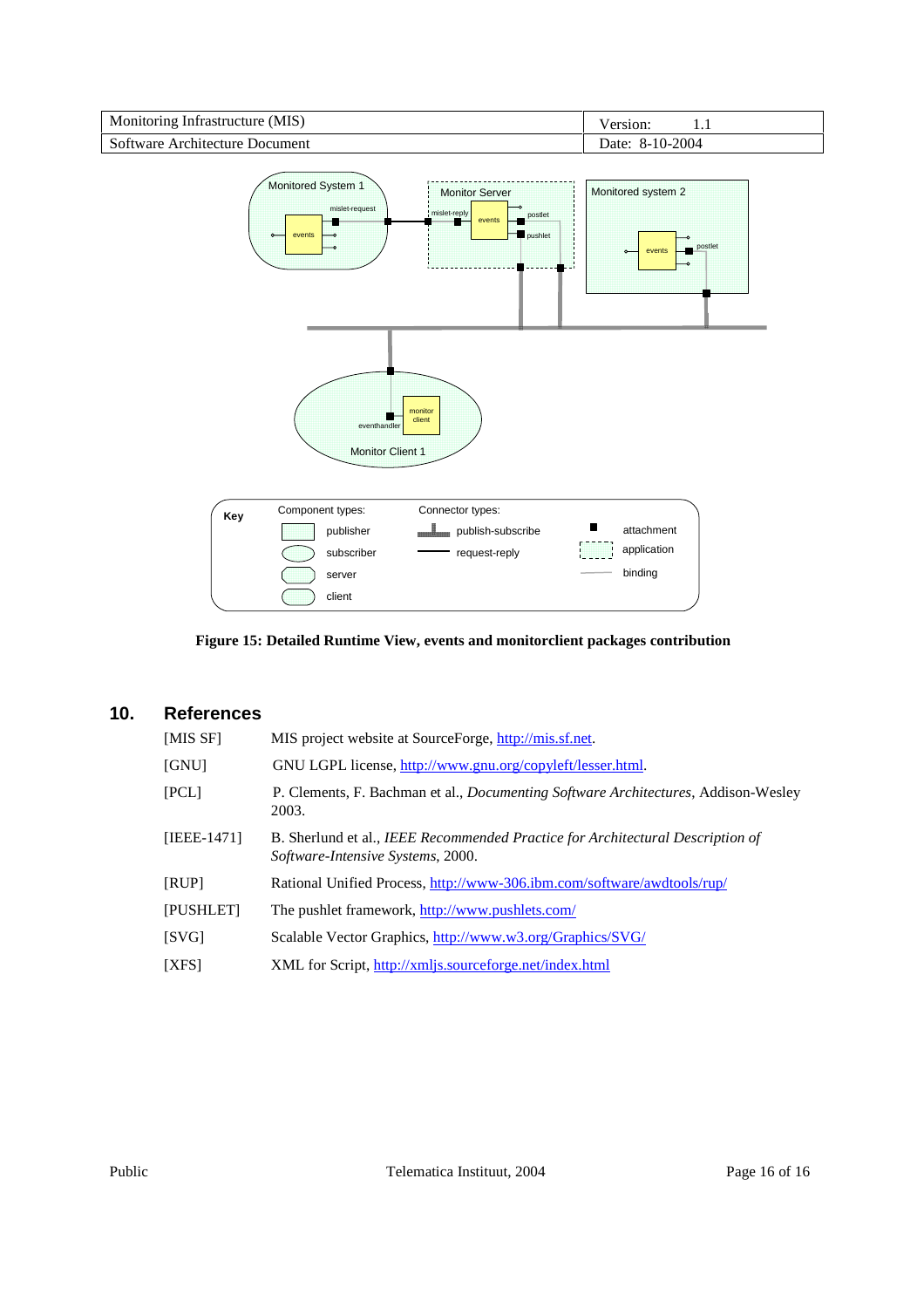Monitored System 1
mislet-request
events
Monitor Server
mislet-reply
events
postlet
pushlet
Monitored system 2
events
postlet
monitor client
eventhandler
Monitor Client 1

Key
Component types:
publisher
subscriber
server
client
Connector types:
publish-subscribe
request-reply
attachment
application
binding

**Figure 15: Detailed Runtime View, events and monitorclient packages contribution**

# 10. References

[MIS SF] MIS project website at SourceForge, http://mis.sf.net.

[GNU] GNU LGPL license, http://www.gnu.org/copyleft/lesser.html.

[PCL] P. Clements, F. Bachman et al., *Documenting Software Architectures*, Addison-Wesley 2003.

[IEEE-1471] B. Sherlund et al., *IEEE Recommended Practice for Architectural Description of Software-Intensive Systems*, 2000.

[RUP] Rational Unified Process, http://www-306.ibm.com/software/awdtools/rup/

[PUSHLET] The pushlet framework, http://www.pushlets.com/

[SVG] Scalable Vector Graphics, http://www.w3.org/Graphics/SVG/

[XFS] XML for Script, http://xmljs.sourceforge.net/index.html